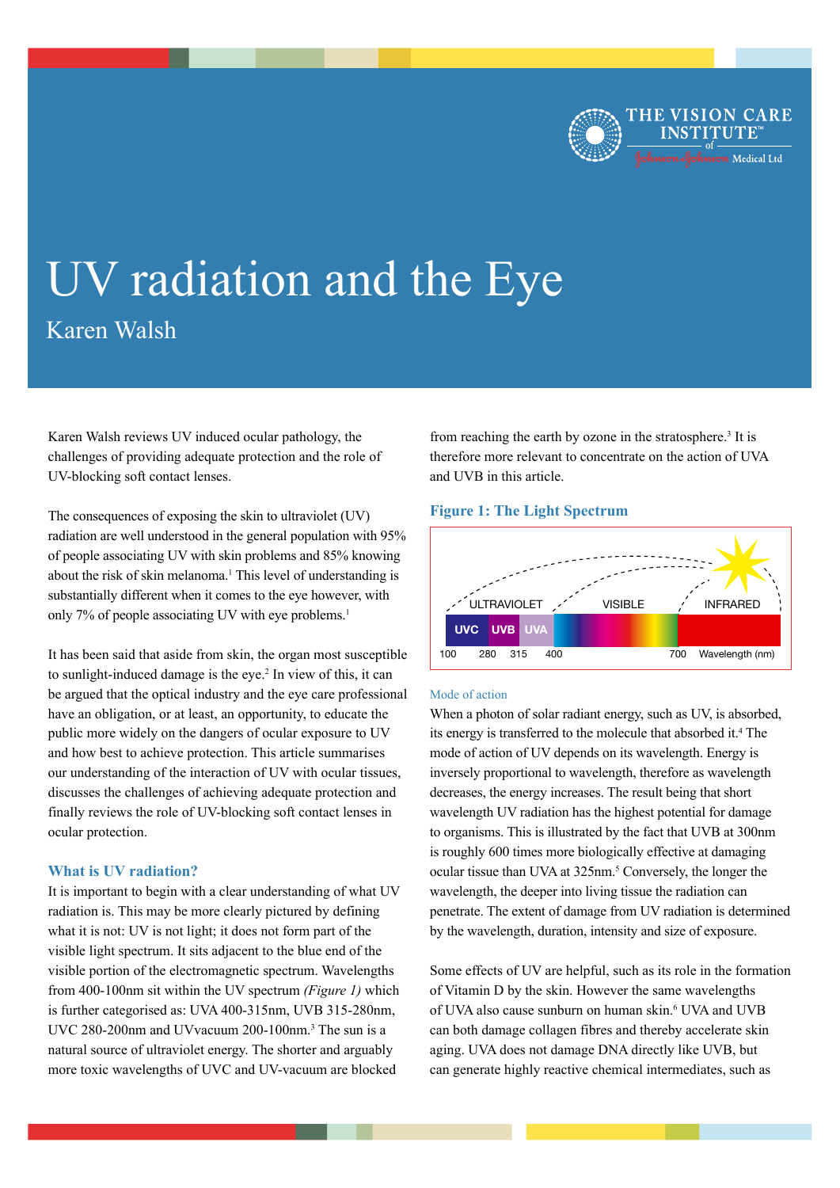# UV radiation and the Eye

Karen Walsh

Karen Walsh reviews UV induced ocular pathology, the challenges of providing adequate protection and the role of UV-blocking soft contact lenses.

The consequences of exposing the skin to ultraviolet (UV) radiation are well understood in the general population with 95% of people associating UV with skin problems and 85% knowing about the risk of skin melanoma.[1] This level of understanding is substantially different when it comes to the eye however, with only 7% of people associating UV with eye problems.[1]

It has been said that aside from skin, the organ most susceptible to sunlight-induced damage is the eye.[2] In view of this, it can be argued that the optical industry and the eye care professional have an obligation, or at least, an opportunity, to educate the public more widely on the dangers of ocular exposure to UV and how best to achieve protection. This article summarises our understanding of the interaction of UV with ocular tissues, discusses the challenges of achieving adequate protection and finally reviews the role of UV-blocking soft contact lenses in ocular protection.

## What is UV radiation?

It is important to begin with a clear understanding of what UV radiation is. This may be more clearly pictured by defining what it is not: UV is not light; it does not form part of the visible light spectrum. It sits adjacent to the blue end of the visible portion of the electromagnetic spectrum. Wavelengths from 400-100nm sit within the UV spectrum *(Figure 1)* which is further categorised as: UVA 400-315nm, UVB 315-280nm, UVC 280-200nm and UVvacuum 200-100nm.[3] The sun is a natural source of ultraviolet energy. The shorter and arguably more toxic wavelengths of UVC and UV-vacuum are blocked from reaching the earth by ozone in the stratosphere.[3] It is therefore more relevant to concentrate on the action of UVA and UVB in this article.

## Figure 1: The Light Spectrum

ULTRAVIOLET | VISIBLE | INFRARED

UVC | UVB | UVA

100 280 315 400 700 Wavelength (nm)

### Mode of action

When a photon of solar radiant energy, such as UV, is absorbed, its energy is transferred to the molecule that absorbed it.[4] The mode of action of UV depends on its wavelength. Energy is inversely proportional to wavelength, therefore as wavelength decreases, the energy increases. The result being that short wavelength UV radiation has the highest potential for damage to organisms. This is illustrated by the fact that UVB at 300nm is roughly 600 times more biologically effective at damaging ocular tissue than UVA at 325nm.[5] Conversely, the longer the wavelength, the deeper into living tissue the radiation can penetrate. The extent of damage from UV radiation is determined by the wavelength, duration, intensity and size of exposure.

Some effects of UV are helpful, such as its role in the formation of Vitamin D by the skin. However the same wavelengths of UVA also cause sunburn on human skin.[6] UVA and UVB can both damage collagen fibres and thereby accelerate skin aging. UVA does not damage DNA directly like UVB, but can generate highly reactive chemical intermediates, such as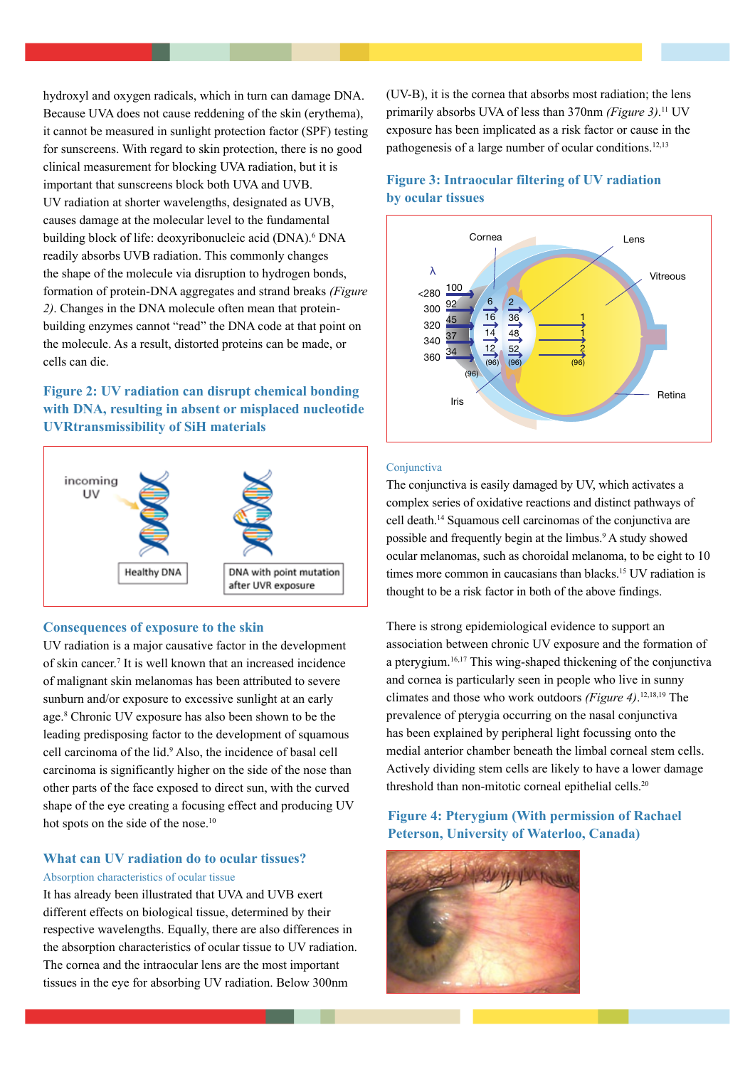hydroxyl and oxygen radicals, which in turn can damage DNA. Because UVA does not cause reddening of the skin (erythema), it cannot be measured in sunlight protection factor (SPF) testing for sunscreens. With regard to skin protection, there is no good clinical measurement for blocking UVA radiation, but it is important that sunscreens block both UVA and UVB.

UV radiation at shorter wavelengths, designated as UVB, causes damage at the molecular level to the fundamental building block of life: deoxyribonucleic acid (DNA).[6] DNA readily absorbs UVB radiation. This commonly changes the shape of the molecule via disruption to hydrogen bonds, formation of protein-DNA aggregates and strand breaks *(Figure 2)*. Changes in the DNA molecule often mean that protein-building enzymes cannot "read" the DNA code at that point on the molecule. As a result, distorted proteins can be made, or cells can die.

### Figure 2: UV radiation can disrupt chemical bonding with DNA, resulting in absent or misplaced nucleotide UVRtransmissibility of SiH materials

incoming UV

Healthy DNA

DNA with point mutation after UVR exposure

## Consequences of exposure to the skin

UV radiation is a major causative factor in the development of skin cancer.[7] It is well known that an increased incidence of malignant skin melanomas has been attributed to severe sunburn and/or exposure to excessive sunlight at an early age.[8] Chronic UV exposure has also been shown to be the leading predisposing factor to the development of squamous cell carcinoma of the lid.[9] Also, the incidence of basal cell carcinoma is significantly higher on the side of the nose than other parts of the face exposed to direct sun, with the curved shape of the eye creating a focusing effect and producing UV hot spots on the side of the nose.[10]

## What can UV radiation do to ocular tissues?

### Absorption characteristics of ocular tissue

It has already been illustrated that UVA and UVB exert different effects on biological tissue, determined by their respective wavelengths. Equally, there are also differences in the absorption characteristics of ocular tissue to UV radiation. The cornea and the intraocular lens are the most important tissues in the eye for absorbing UV radiation. Below 300nm (UV-B), it is the cornea that absorbs most radiation; the lens primarily absorbs UVA of less than 370nm *(Figure 3)*.[11] UV exposure has been implicated as a risk factor or cause in the pathogenesis of a large number of ocular conditions.[12,13]

### Figure 3: Intraocular filtering of UV radiation by ocular tissues

| λ | | | | |
|---|---|---|---|---|
| <280 | 100 | | | |
| 300 | 92 | 6 | 2 | |
| 320 | 45 | 16 | 36 | 1 |
| 340 | 37 | 14 | 48 | 1 |
| 360 | 34 | 12 | 52 | 2 |
| | (96) | (96) | (96) | (96) |

Cornea, Lens, Vitreous, Iris, Retina

### Conjunctiva

The conjunctiva is easily damaged by UV, which activates a complex series of oxidative reactions and distinct pathways of cell death.[14] Squamous cell carcinomas of the conjunctiva are possible and frequently begin at the limbus.[9] A study showed ocular melanomas, such as choroidal melanoma, to be eight to 10 times more common in caucasians than blacks.[15] UV radiation is thought to be a risk factor in both of the above findings.

There is strong epidemiological evidence to support an association between chronic UV exposure and the formation of a pterygium.[16,17] This wing-shaped thickening of the conjunctiva and cornea is particularly seen in people who live in sunny climates and those who work outdoors *(Figure 4)*.[12,18,19] The prevalence of pterygia occurring on the nasal conjunctiva has been explained by peripheral light focussing onto the medial anterior chamber beneath the limbal corneal stem cells. Actively dividing stem cells are likely to have a lower damage threshold than non-mitotic corneal epithelial cells.[20]

### Figure 4: Pterygium (With permission of Rachael Peterson, University of Waterloo, Canada)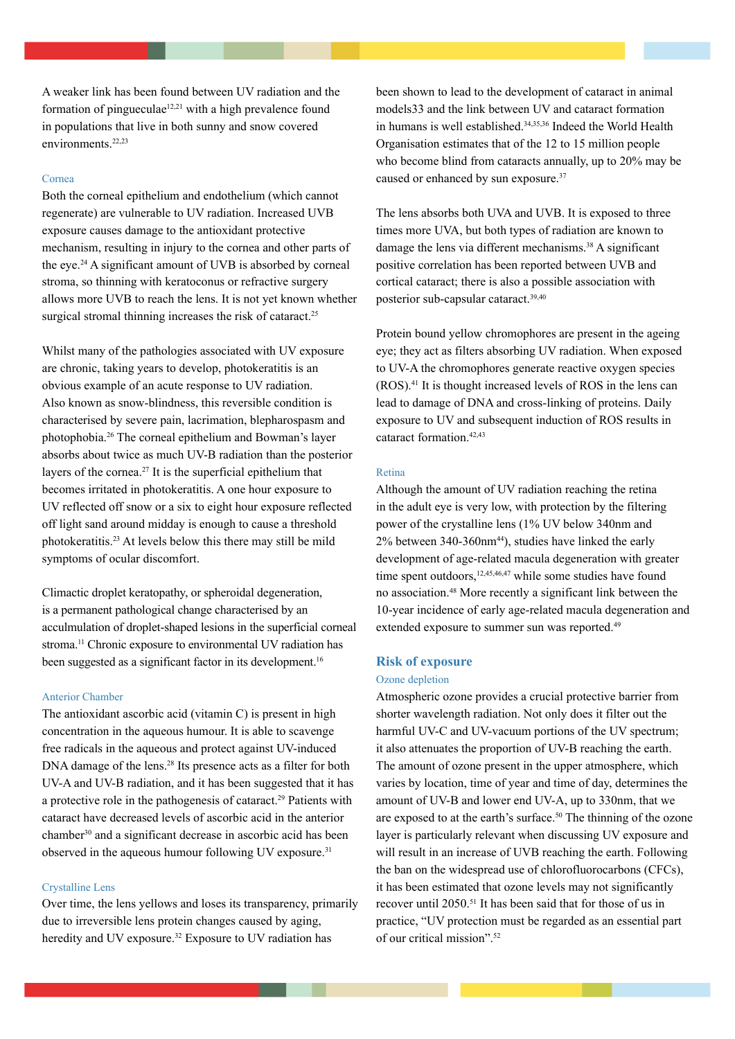A weaker link has been found between UV radiation and the formation of pingueculae[12,21] with a high prevalence found in populations that live in both sunny and snow covered environments.[22,23]

### Cornea

Both the corneal epithelium and endothelium (which cannot regenerate) are vulnerable to UV radiation. Increased UVB exposure causes damage to the antioxidant protective mechanism, resulting in injury to the cornea and other parts of the eye.[24] A significant amount of UVB is absorbed by corneal stroma, so thinning with keratoconus or refractive surgery allows more UVB to reach the lens. It is not yet known whether surgical stromal thinning increases the risk of cataract.[25]

Whilst many of the pathologies associated with UV exposure are chronic, taking years to develop, photokeratitis is an obvious example of an acute response to UV radiation. Also known as snow-blindness, this reversible condition is characterised by severe pain, lacrimation, blepharospasm and photophobia.[26] The corneal epithelium and Bowman's layer absorbs about twice as much UV-B radiation than the posterior layers of the cornea.[27] It is the superficial epithelium that becomes irritated in photokeratitis. A one hour exposure to UV reflected off snow or a six to eight hour exposure reflected off light sand around midday is enough to cause a threshold photokeratitis.[23] At levels below this there may still be mild symptoms of ocular discomfort.

Climactic droplet keratopathy, or spheroidal degeneration, is a permanent pathological change characterised by an acculmulation of droplet-shaped lesions in the superficial corneal stroma.[11] Chronic exposure to environmental UV radiation has been suggested as a significant factor in its development.[16]

### Anterior Chamber

The antioxidant ascorbic acid (vitamin C) is present in high concentration in the aqueous humour. It is able to scavenge free radicals in the aqueous and protect against UV-induced DNA damage of the lens.[28] Its presence acts as a filter for both UV-A and UV-B radiation, and it has been suggested that it has a protective role in the pathogenesis of cataract.[29] Patients with cataract have decreased levels of ascorbic acid in the anterior chamber[30] and a significant decrease in ascorbic acid has been observed in the aqueous humour following UV exposure.[31]

### Crystalline Lens

Over time, the lens yellows and loses its transparency, primarily due to irreversible lens protein changes caused by aging, heredity and UV exposure.[32] Exposure to UV radiation has been shown to lead to the development of cataract in animal models33 and the link between UV and cataract formation in humans is well established.[34,35,36] Indeed the World Health Organisation estimates that of the 12 to 15 million people who become blind from cataracts annually, up to 20% may be caused or enhanced by sun exposure.[37]

The lens absorbs both UVA and UVB. It is exposed to three times more UVA, but both types of radiation are known to damage the lens via different mechanisms.[38] A significant positive correlation has been reported between UVB and cortical cataract; there is also a possible association with posterior sub-capsular cataract.[39,40]

Protein bound yellow chromophores are present in the ageing eye; they act as filters absorbing UV radiation. When exposed to UV-A the chromophores generate reactive oxygen species (ROS).[41] It is thought increased levels of ROS in the lens can lead to damage of DNA and cross-linking of proteins. Daily exposure to UV and subsequent induction of ROS results in cataract formation.[42,43]

### Retina

Although the amount of UV radiation reaching the retina in the adult eye is very low, with protection by the filtering power of the crystalline lens (1% UV below 340nm and 2% between 340-360nm[44]), studies have linked the early development of age-related macula degeneration with greater time spent outdoors,[12,45,46,47] while some studies have found no association.[48] More recently a significant link between the 10-year incidence of early age-related macula degeneration and extended exposure to summer sun was reported.[49]

## Risk of exposure

### Ozone depletion

Atmospheric ozone provides a crucial protective barrier from shorter wavelength radiation. Not only does it filter out the harmful UV-C and UV-vacuum portions of the UV spectrum; it also attenuates the proportion of UV-B reaching the earth. The amount of ozone present in the upper atmosphere, which varies by location, time of year and time of day, determines the amount of UV-B and lower end UV-A, up to 330nm, that we are exposed to at the earth's surface.[50] The thinning of the ozone layer is particularly relevant when discussing UV exposure and will result in an increase of UVB reaching the earth. Following the ban on the widespread use of chlorofluorocarbons (CFCs), it has been estimated that ozone levels may not significantly recover until 2050.[51] It has been said that for those of us in practice, "UV protection must be regarded as an essential part of our critical mission".[52]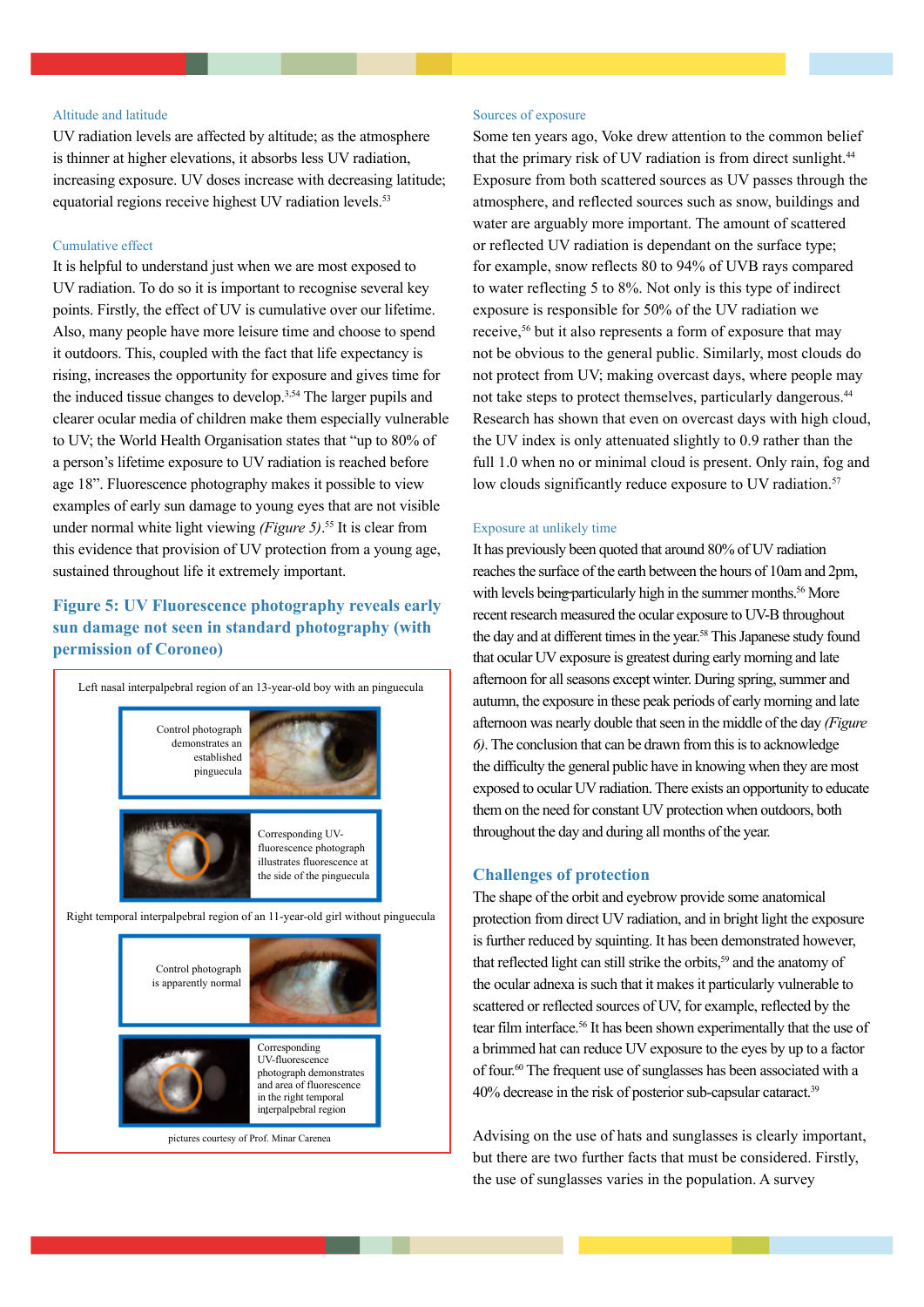### Altitude and latitude

UV radiation levels are affected by altitude; as the atmosphere is thinner at higher elevations, it absorbs less UV radiation, increasing exposure. UV doses increase with decreasing latitude; equatorial regions receive highest UV radiation levels.[53]

### Cumulative effect

It is helpful to understand just when we are most exposed to UV radiation. To do so it is important to recognise several key points. Firstly, the effect of UV is cumulative over our lifetime. Also, many people have more leisure time and choose to spend it outdoors. This, coupled with the fact that life expectancy is rising, increases the opportunity for exposure and gives time for the induced tissue changes to develop.[3,54] The larger pupils and clearer ocular media of children make them especially vulnerable to UV; the World Health Organisation states that "up to 80% of a person's lifetime exposure to UV radiation is reached before age 18". Fluorescence photography makes it possible to view examples of early sun damage to young eyes that are not visible under normal white light viewing *(Figure 5)*.[55] It is clear from this evidence that provision of UV protection from a young age, sustained throughout life it extremely important.

**Figure 5: UV Fluorescence photography reveals early sun damage not seen in standard photography (with permission of Coroneo)**

Left nasal interpalpebral region of an 13-year-old boy with an pinguecula

Control photograph demonstrates an established pinguecula

Corresponding UV-fluorescence photograph illustrates fluorescence at the side of the pinguecula

Right temporal interpalpebral region of an 11-year-old girl without pinguecula

Control photograph is apparently normal

Corresponding UV-fluorescence photograph demonstrates and area of fluorescence in the right temporal interpalpebral region

pictures courtesy of Prof. Minar Carenea

### Sources of exposure

Some ten years ago, Voke drew attention to the common belief that the primary risk of UV radiation is from direct sunlight.[44] Exposure from both scattered sources as UV passes through the atmosphere, and reflected sources such as snow, buildings and water are arguably more important. The amount of scattered or reflected UV radiation is dependant on the surface type; for example, snow reflects 80 to 94% of UVB rays compared to water reflecting 5 to 8%. Not only is this type of indirect exposure is responsible for 50% of the UV radiation we receive,[56] but it also represents a form of exposure that may not be obvious to the general public. Similarly, most clouds do not protect from UV; making overcast days, where people may not take steps to protect themselves, particularly dangerous.[44] Research has shown that even on overcast days with high cloud, the UV index is only attenuated slightly to 0.9 rather than the full 1.0 when no or minimal cloud is present. Only rain, fog and low clouds significantly reduce exposure to UV radiation.[57]

### Exposure at unlikely time

It has previously been quoted that around 80% of UV radiation reaches the surface of the earth between the hours of 10am and 2pm, with levels being particularly high in the summer months.[56] More recent research measured the ocular exposure to UV-B throughout the day and at different times in the year.[58] This Japanese study found that ocular UV exposure is greatest during early morning and late afternoon for all seasons except winter. During spring, summer and autumn, the exposure in these peak periods of early morning and late afternoon was nearly double that seen in the middle of the day *(Figure 6)*. The conclusion that can be drawn from this is to acknowledge the difficulty the general public have in knowing when they are most exposed to ocular UV radiation. There exists an opportunity to educate them on the need for constant UV protection when outdoors, both throughout the day and during all months of the year.

## Challenges of protection

The shape of the orbit and eyebrow provide some anatomical protection from direct UV radiation, and in bright light the exposure is further reduced by squinting. It has been demonstrated however, that reflected light can still strike the orbits,[59] and the anatomy of the ocular adnexa is such that it makes it particularly vulnerable to scattered or reflected sources of UV, for example, reflected by the tear film interface.[56] It has been shown experimentally that the use of a brimmed hat can reduce UV exposure to the eyes by up to a factor of four.[60] The frequent use of sunglasses has been associated with a 40% decrease in the risk of posterior sub-capsular cataract.[39]

Advising on the use of hats and sunglasses is clearly important, but there are two further facts that must be considered. Firstly, the use of sunglasses varies in the population. A survey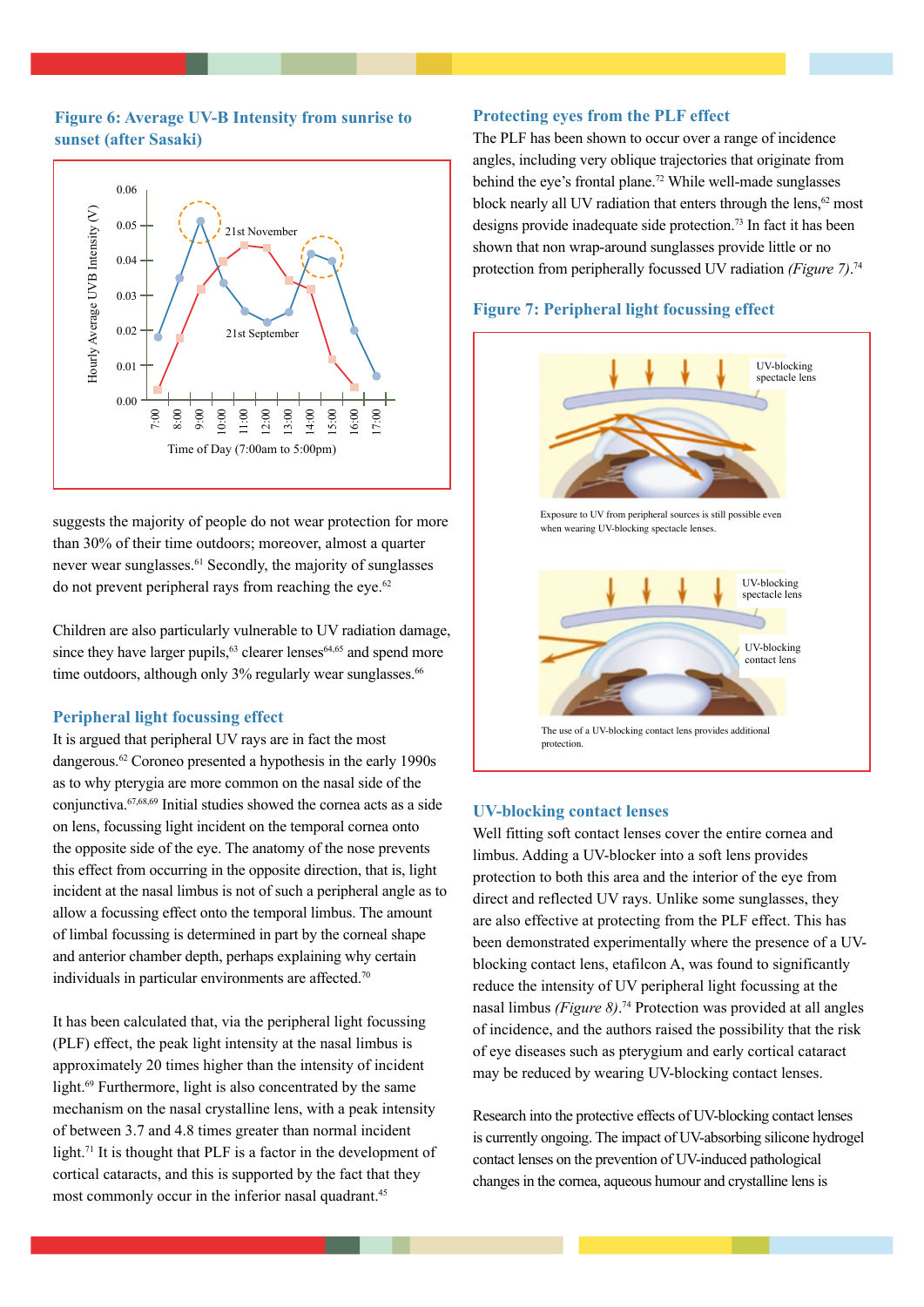### Figure 6: Average UV-B Intensity from sunrise to sunset (after Sasaki)

suggests the majority of people do not wear protection for more than 30% of their time outdoors; moreover, almost a quarter never wear sunglasses.[61] Secondly, the majority of sunglasses do not prevent peripheral rays from reaching the eye.[62]

Children are also particularly vulnerable to UV radiation damage, since they have larger pupils,[63] clearer lenses[64,65] and spend more time outdoors, although only 3% regularly wear sunglasses.[66]

## Peripheral light focussing effect

It is argued that peripheral UV rays are in fact the most dangerous.[62] Coroneo presented a hypothesis in the early 1990s as to why pterygia are more common on the nasal side of the conjunctiva.[67,68,69] Initial studies showed the cornea acts as a side on lens, focussing light incident on the temporal cornea onto the opposite side of the eye. The anatomy of the nose prevents this effect from occurring in the opposite direction, that is, light incident at the nasal limbus is not of such a peripheral angle as to allow a focussing effect onto the temporal limbus. The amount of limbal focussing is determined in part by the corneal shape and anterior chamber depth, perhaps explaining why certain individuals in particular environments are affected.[70]

It has been calculated that, via the peripheral light focussing (PLF) effect, the peak light intensity at the nasal limbus is approximately 20 times higher than the intensity of incident light.[69] Furthermore, light is also concentrated by the same mechanism on the nasal crystalline lens, with a peak intensity of between 3.7 and 4.8 times greater than normal incident light.[71] It is thought that PLF is a factor in the development of cortical cataracts, and this is supported by the fact that they most commonly occur in the inferior nasal quadrant.[45]

## Protecting eyes from the PLF effect

The PLF has been shown to occur over a range of incidence angles, including very oblique trajectories that originate from behind the eye's frontal plane.[72] While well-made sunglasses block nearly all UV radiation that enters through the lens,[62] most designs provide inadequate side protection.[73] In fact it has been shown that non wrap-around sunglasses provide little or no protection from peripherally focussed UV radiation *(Figure 7)*.[74]

### Figure 7: Peripheral light focussing effect

Exposure to UV from peripheral sources is still possible even when wearing UV-blocking spectacle lenses.

The use of a UV-blocking contact lens provides additional protection.

## UV-blocking contact lenses

Well fitting soft contact lenses cover the entire cornea and limbus. Adding a UV-blocker into a soft lens provides protection to both this area and the interior of the eye from direct and reflected UV rays. Unlike some sunglasses, they are also effective at protecting from the PLF effect. This has been demonstrated experimentally where the presence of a UV-blocking contact lens, etafilcon A, was found to significantly reduce the intensity of UV peripheral light focussing at the nasal limbus *(Figure 8)*.[74] Protection was provided at all angles of incidence, and the authors raised the possibility that the risk of eye diseases such as pterygium and early cortical cataract may be reduced by wearing UV-blocking contact lenses.

Research into the protective effects of UV-blocking contact lenses is currently ongoing. The impact of UV-absorbing silicone hydrogel contact lenses on the prevention of UV-induced pathological changes in the cornea, aqueous humour and crystalline lens is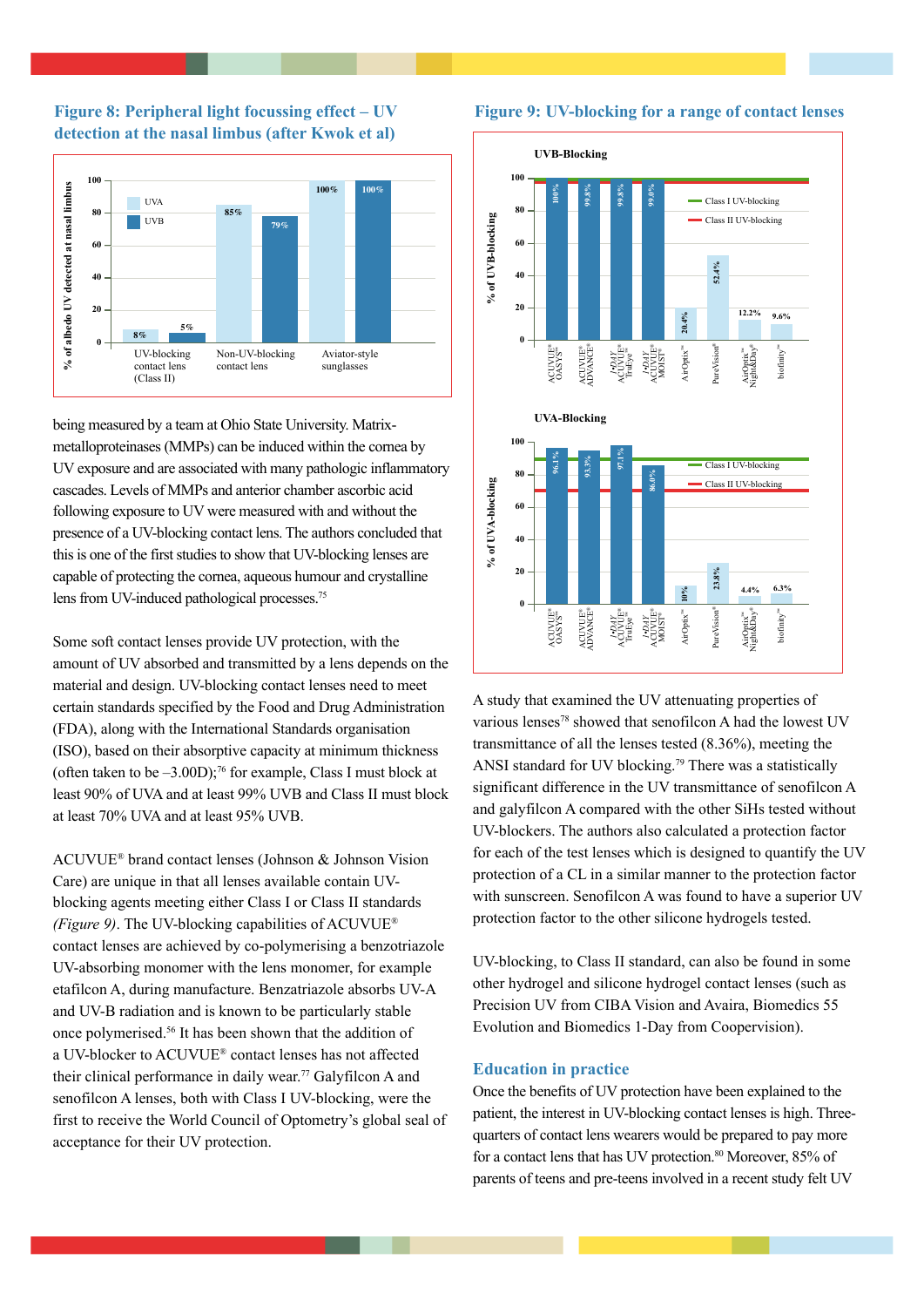**Figure 8: Peripheral light focussing effect – UV detection at the nasal limbus (after Kwok et al)**

| | UVA | UVB |
|---|---|---|
| UV-blocking contact lens (Class II) | 8% | 5% |
| Non-UV-blocking contact lens | 85% | 79% |
| Aviator-style sunglasses | 100% | 100% |

being measured by a team at Ohio State University. Matrix-metalloproteinases (MMPs) can be induced within the cornea by UV exposure and are associated with many pathologic inflammatory cascades. Levels of MMPs and anterior chamber ascorbic acid following exposure to UV were measured with and without the presence of a UV-blocking contact lens. The authors concluded that this is one of the first studies to show that UV-blocking lenses are capable of protecting the cornea, aqueous humour and crystalline lens from UV-induced pathological processes.[75]

Some soft contact lenses provide UV protection, with the amount of UV absorbed and transmitted by a lens depends on the material and design. UV-blocking contact lenses need to meet certain standards specified by the Food and Drug Administration (FDA), along with the International Standards organisation (ISO), based on their absorptive capacity at minimum thickness (often taken to be –3.00D);[76] for example, Class I must block at least 90% of UVA and at least 99% UVB and Class II must block at least 70% UVA and at least 95% UVB.

ACUVUE® brand contact lenses (Johnson & Johnson Vision Care) are unique in that all lenses available contain UV-blocking agents meeting either Class I or Class II standards *(Figure 9)*. The UV-blocking capabilities of ACUVUE® contact lenses are achieved by co-polymerising a benzotriazole UV-absorbing monomer with the lens monomer, for example etafilcon A, during manufacture. Benzatriazole absorbs UV-A and UV-B radiation and is known to be particularly stable once polymerised.[56] It has been shown that the addition of a UV-blocker to ACUVUE® contact lenses has not affected their clinical performance in daily wear.[77] Galyfilcon A and senofilcon A lenses, both with Class I UV-blocking, were the first to receive the World Council of Optometry's global seal of acceptance for their UV protection.

**Figure 9: UV-blocking for a range of contact lenses**

| Lens | % of UVB-blocking | % of UVA-blocking |
|---|---|---|
| ACUVUE® OASYS® | 100% | 96.1% |
| ACUVUE® ADVANCE® | 99.8% | 93.3% |
| 1-DAY ACUVUE® TruEye™ | 99.8% | 97.1% |
| 1-DAY ACUVUE® MOIST® | 99.0% | 86.0% |
| AirOptix™ | 20.4% | 10% |
| PureVision® | 52.4% | 23.8% |
| AirOptix™ Night&Day® | 12.2% | 4.4% |
| biofinity™ | 9.6% | 6.3% |

Reference lines: Class I UV-blocking; Class II UV-blocking

A study that examined the UV attenuating properties of various lenses[78] showed that senofilcon A had the lowest UV transmittance of all the lenses tested (8.36%), meeting the ANSI standard for UV blocking.[79] There was a statistically significant difference in the UV transmittance of senofilcon A and galyfilcon A compared with the other SiHs tested without UV-blockers. The authors also calculated a protection factor for each of the test lenses which is designed to quantify the UV protection of a CL in a similar manner to the protection factor with sunscreen. Senofilcon A was found to have a superior UV protection factor to the other silicone hydrogels tested.

UV-blocking, to Class II standard, can also be found in some other hydrogel and silicone hydrogel contact lenses (such as Precision UV from CIBA Vision and Avaira, Biomedics 55 Evolution and Biomedics 1-Day from Coopervision).

## Education in practice

Once the benefits of UV protection have been explained to the patient, the interest in UV-blocking contact lenses is high. Three-quarters of contact lens wearers would be prepared to pay more for a contact lens that has UV protection.[80] Moreover, 85% of parents of teens and pre-teens involved in a recent study felt UV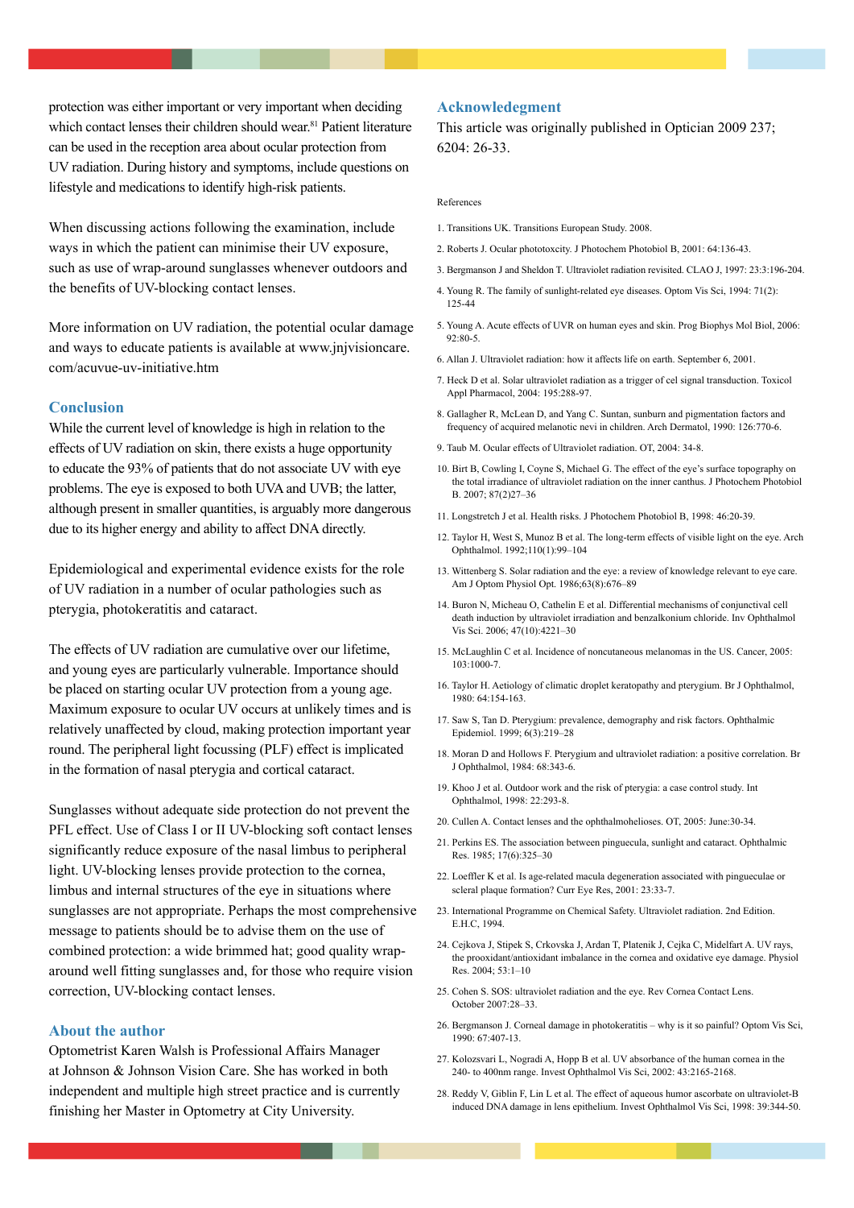protection was either important or very important when deciding which contact lenses their children should wear.[81] Patient literature can be used in the reception area about ocular protection from UV radiation. During history and symptoms, include questions on lifestyle and medications to identify high-risk patients.

When discussing actions following the examination, include ways in which the patient can minimise their UV exposure, such as use of wrap-around sunglasses whenever outdoors and the benefits of UV-blocking contact lenses.

More information on UV radiation, the potential ocular damage and ways to educate patients is available at www.jnjvisioncare.com/acuvue-uv-initiative.htm

## Conclusion

While the current level of knowledge is high in relation to the effects of UV radiation on skin, there exists a huge opportunity to educate the 93% of patients that do not associate UV with eye problems. The eye is exposed to both UVA and UVB; the latter, although present in smaller quantities, is arguably more dangerous due to its higher energy and ability to affect DNA directly.

Epidemiological and experimental evidence exists for the role of UV radiation in a number of ocular pathologies such as pterygia, photokeratitis and cataract.

The effects of UV radiation are cumulative over our lifetime, and young eyes are particularly vulnerable. Importance should be placed on starting ocular UV protection from a young age. Maximum exposure to ocular UV occurs at unlikely times and is relatively unaffected by cloud, making protection important year round. The peripheral light focussing (PLF) effect is implicated in the formation of nasal pterygia and cortical cataract.

Sunglasses without adequate side protection do not prevent the PFL effect. Use of Class I or II UV-blocking soft contact lenses significantly reduce exposure of the nasal limbus to peripheral light. UV-blocking lenses provide protection to the cornea, limbus and internal structures of the eye in situations where sunglasses are not appropriate. Perhaps the most comprehensive message to patients should be to advise them on the use of combined protection: a wide brimmed hat; good quality wrap-around well fitting sunglasses and, for those who require vision correction, UV-blocking contact lenses.

## About the author

Optometrist Karen Walsh is Professional Affairs Manager at Johnson & Johnson Vision Care. She has worked in both independent and multiple high street practice and is currently finishing her Master in Optometry at City University.

## Acknowledgment

This article was originally published in Optician 2009 237; 6204: 26-33.

References

1. Transitions UK. Transitions European Study. 2008.
2. Roberts J. Ocular phototoxcity. J Photochem Photobiol B, 2001: 64:136-43.
3. Bergmanson J and Sheldon T. Ultraviolet radiation revisited. CLAO J, 1997: 23:3:196-204.
4. Young R. The family of sunlight-related eye diseases. Optom Vis Sci, 1994: 71(2): 125-44
5. Young A. Acute effects of UVR on human eyes and skin. Prog Biophys Mol Biol, 2006: 92:80-5.
6. Allan J. Ultraviolet radiation: how it affects life on earth. September 6, 2001.
7. Heck D et al. Solar ultraviolet radiation as a trigger of cel signal transduction. Toxicol Appl Pharmacol, 2004: 195:288-97.
8. Gallagher R, McLean D, and Yang C. Suntan, sunburn and pigmentation factors and frequency of acquired melanotic nevi in children. Arch Dermatol, 1990: 126:770-6.
9. Taub M. Ocular effects of Ultraviolet radiation. OT, 2004: 34-8.
10. Birt B, Cowling I, Coyne S, Michael G. The effect of the eye's surface topography on the total irradiance of ultraviolet radiation on the inner canthus. J Photochem Photobiol B. 2007; 87(2)27–36
11. Longstretch J et al. Health risks. J Photochem Photobiol B, 1998: 46:20-39.
12. Taylor H, West S, Munoz B et al. The long-term effects of visible light on the eye. Arch Ophthalmol. 1992;110(1):99–104
13. Wittenberg S. Solar radiation and the eye: a review of knowledge relevant to eye care. Am J Optom Physiol Opt. 1986;63(8):676–89
14. Buron N, Micheau O, Cathelin E et al. Differential mechanisms of conjunctival cell death induction by ultraviolet irradiation and benzalkonium chloride. Inv Ophthalmol Vis Sci. 2006; 47(10):4221–30
15. McLaughlin C et al. Incidence of noncutaneous melanomas in the US. Cancer, 2005: 103:1000-7.
16. Taylor H. Aetiology of climatic droplet keratopathy and pterygium. Br J Ophthalmol, 1980: 64:154-163.
17. Saw S, Tan D. Pterygium: prevalence, demography and risk factors. Ophthalmic Epidemiol. 1999; 6(3):219–28
18. Moran D and Hollows F. Pterygium and ultraviolet radiation: a positive correlation. Br J Ophthalmol, 1984: 68:343-6.
19. Khoo J et al. Outdoor work and the risk of pterygia: a case control study. Int Ophthalmol, 1998: 22:293-8.
20. Cullen A. Contact lenses and the ophthalmohelioses. OT, 2005: June:30-34.
21. Perkins ES. The association between pinguecula, sunlight and cataract. Ophthalmic Res. 1985; 17(6):325–30
22. Loeffler K et al. Is age-related macula degeneration associated with pingueculae or scleral plaque formation? Curr Eye Res, 2001: 23:33-7.
23. International Programme on Chemical Safety. Ultraviolet radiation. 2nd Edition. E.H.C, 1994.
24. Cejkova J, Stipek S, Crkovska J, Ardan T, Platenik J, Cejka C, Midelfart A. UV rays, the prooxidant/antioxidant imbalance in the cornea and oxidative eye damage. Physiol Res. 2004; 53:1–10
25. Cohen S. SOS: ultraviolet radiation and the eye. Rev Cornea Contact Lens. October 2007:28–33.
26. Bergmanson J. Corneal damage in photokeratitis – why is it so painful? Optom Vis Sci, 1990: 67:407-13.
27. Kolozsvari L, Nogradi A, Hopp B et al. UV absorbance of the human cornea in the 240- to 400nm range. Invest Ophthalmol Vis Sci, 2002: 43:2165-2168.
28. Reddy V, Giblin F, Lin L et al. The effect of aqueous humor ascorbate on ultraviolet-B induced DNA damage in lens epithelium. Invest Ophthalmol Vis Sci, 1998: 39:344-50.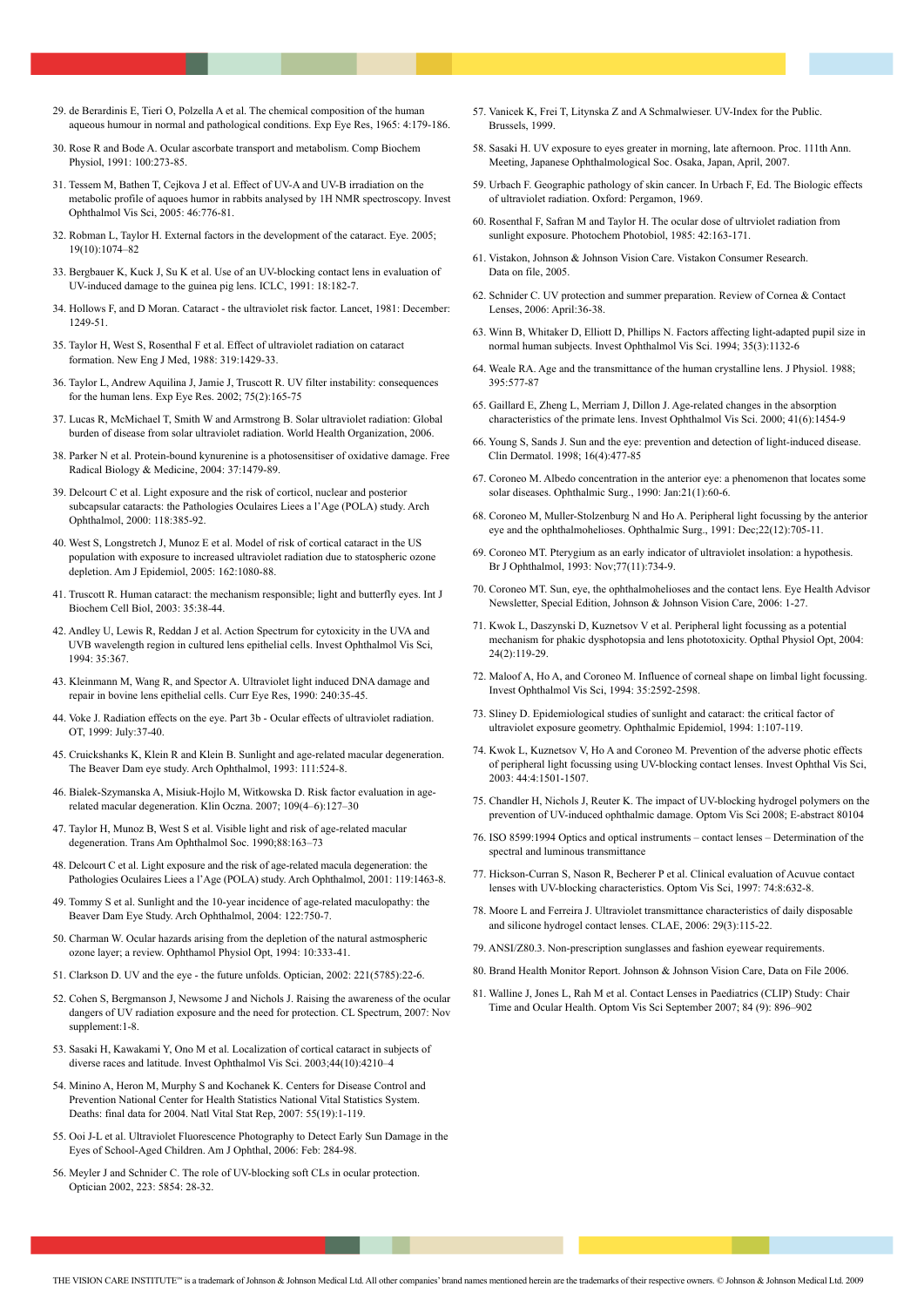29. de Berardinis E, Tieri O, Polzella A et al. The chemical composition of the human aqueous humour in normal and pathological conditions. Exp Eye Res, 1965: 4:179-186.

30. Rose R and Bode A. Ocular ascorbate transport and metabolism. Comp Biochem Physiol, 1991: 100:273-85.

31. Tessem M, Bathen T, Cejkova J et al. Effect of UV-A and UV-B irradiation on the metabolic profile of aquoes humor in rabbits analysed by 1H NMR spectroscopy. Invest Ophthalmol Vis Sci, 2005: 46:776-81.

32. Robman L, Taylor H. External factors in the development of the cataract. Eye. 2005; 19(10):1074–82

33. Bergbauer K, Kuck J, Su K et al. Use of an UV-blocking contact lens in evaluation of UV-induced damage to the guinea pig lens. ICLC, 1991: 18:182-7.

34. Hollows F, and D Moran. Cataract - the ultraviolet risk factor. Lancet, 1981: December: 1249-51.

35. Taylor H, West S, Rosenthal F et al. Effect of ultraviolet radiation on cataract formation. New Eng J Med, 1988: 319:1429-33.

36. Taylor L, Andrew Aquilina J, Jamie J, Truscott R. UV filter instability: consequences for the human lens. Exp Eye Res. 2002; 75(2):165-75

37. Lucas R, McMichael T, Smith W and Armstrong B. Solar ultraviolet radiation: Global burden of disease from solar ultraviolet radiation. World Health Organization, 2006.

38. Parker N et al. Protein-bound kynurenine is a photosensitiser of oxidative damage. Free Radical Biology & Medicine, 2004: 37:1479-89.

39. Delcourt C et al. Light exposure and the risk of corticol, nuclear and posterior subcapsular cataracts: the Pathologies Oculaires Liees a l'Age (POLA) study. Arch Ophthalmol, 2000: 118:385-92.

40. West S, Longstretch J, Munoz E et al. Model of risk of cortical cataract in the US population with exposure to increased ultraviolet radiation due to statospheric ozone depletion. Am J Epidemiol, 2005: 162:1080-88.

41. Truscott R. Human cataract: the mechanism responsible; light and butterfly eyes. Int J Biochem Cell Biol, 2003: 35:38-44.

42. Andley U, Lewis R, Reddan J et al. Action Spectrum for cytoxicity in the UVA and UVB wavelength region in cultured lens epithelial cells. Invest Ophthalmol Vis Sci, 1994: 35:367.

43. Kleinmann M, Wang R, and Spector A. Ultraviolet light induced DNA damage and repair in bovine lens epithelial cells. Curr Eye Res, 1990: 240:35-45.

44. Voke J. Radiation effects on the eye. Part 3b - Ocular effects of ultraviolet radiation. OT, 1999: July:37-40.

45. Cruickshanks K, Klein R and Klein B. Sunlight and age-related macular degeneration. The Beaver Dam eye study. Arch Ophthalmol, 1993: 111:524-8.

46. Bialek-Szymanska A, Misiuk-Hojlo M, Witkowska D. Risk factor evaluation in age-related macular degeneration. Klin Oczna. 2007; 109(4–6):127–30

47. Taylor H, Munoz B, West S et al. Visible light and risk of age-related macular degeneration. Trans Am Ophthalmol Soc. 1990;88:163–73

48. Delcourt C et al. Light exposure and the risk of age-related macula degeneration: the Pathologies Oculaires Liees a l'Age (POLA) study. Arch Ophthalmol, 2001: 119:1463-8.

49. Tommy S et al. Sunlight and the 10-year incidence of age-related maculopathy: the Beaver Dam Eye Study. Arch Ophthalmol, 2004: 122:750-7.

50. Charman W. Ocular hazards arising from the depletion of the natural astmospheric ozone layer; a review. Ophthamol Physiol Opt, 1994: 10:333-41.

51. Clarkson D. UV and the eye - the future unfolds. Optician, 2002: 221(5785):22-6.

52. Cohen S, Bergmanson J, Newsome J and Nichols J. Raising the awareness of the ocular dangers of UV radiation exposure and the need for protection. CL Spectrum, 2007: Nov supplement:1-8.

53. Sasaki H, Kawakami Y, Ono M et al. Localization of cortical cataract in subjects of diverse races and latitude. Invest Ophthalmol Vis Sci. 2003;44(10):4210–4

54. Minino A, Heron M, Murphy S and Kochanek K. Centers for Disease Control and Prevention National Center for Health Statistics National Vital Statistics System. Deaths: final data for 2004. Natl Vital Stat Rep, 2007: 55(19):1-119.

55. Ooi J-L et al. Ultraviolet Fluorescence Photography to Detect Early Sun Damage in the Eyes of School-Aged Children. Am J Ophthal, 2006: Feb: 284-98.

56. Meyler J and Schnider C. The role of UV-blocking soft CLs in ocular protection. Optician 2002, 223: 5854: 28-32.

57. Vanicek K, Frei T, Litynska Z and A Schmalwieser. UV-Index for the Public. Brussels, 1999.

58. Sasaki H. UV exposure to eyes greater in morning, late afternoon. Proc. 111th Ann. Meeting, Japanese Ophthalmological Soc. Osaka, Japan, April, 2007.

59. Urbach F. Geographic pathology of skin cancer. In Urbach F, Ed. The Biologic effects of ultraviolet radiation. Oxford: Pergamon, 1969.

60. Rosenthal F, Safran M and Taylor H. The ocular dose of ultrviolet radiation from sunlight exposure. Photochem Photobiol, 1985: 42:163-171.

61. Vistakon, Johnson & Johnson Vision Care. Vistakon Consumer Research. Data on file, 2005.

62. Schnider C. UV protection and summer preparation. Review of Cornea & Contact Lenses, 2006: April:36-38.

63. Winn B, Whitaker D, Elliott D, Phillips N. Factors affecting light-adapted pupil size in normal human subjects. Invest Ophthalmol Vis Sci. 1994; 35(3):1132-6

64. Weale RA. Age and the transmittance of the human crystalline lens. J Physiol. 1988; 395:577-87

65. Gaillard E, Zheng L, Merriam J, Dillon J. Age-related changes in the absorption characteristics of the primate lens. Invest Ophthalmol Vis Sci. 2000; 41(6):1454-9

66. Young S, Sands J. Sun and the eye: prevention and detection of light-induced disease. Clin Dermatol. 1998; 16(4):477-85

67. Coroneo M. Albedo concentration in the anterior eye: a phenomenon that locates some solar diseases. Ophthalmic Surg., 1990: Jan:21(1):60-6.

68. Coroneo M, Muller-Stolzenburg N and Ho A. Peripheral light focussing by the anterior eye and the ophthalmohelioses. Ophthalmic Surg., 1991: Dec;22(12):705-11.

69. Coroneo MT. Pterygium as an early indicator of ultraviolet insolation: a hypothesis. Br J Ophthalmol, 1993: Nov;77(11):734-9.

70. Coroneo MT. Sun, eye, the ophthalmohelioses and the contact lens. Eye Health Advisor Newsletter, Special Edition, Johnson & Johnson Vision Care, 2006: 1-27.

71. Kwok L, Daszynski D, Kuznetsov V et al. Peripheral light focussing as a potential mechanism for phakic dysphotopsia and lens phototoxicity. Opthal Physiol Opt, 2004: 24(2):119-29.

72. Maloof A, Ho A, and Coroneo M. Influence of corneal shape on limbal light focussing. Invest Ophthalmol Vis Sci, 1994: 35:2592-2598.

73. Sliney D. Epidemiological studies of sunlight and cataract: the critical factor of ultraviolet exposure geometry. Ophthalmic Epidemiol, 1994: 1:107-119.

74. Kwok L, Kuznetsov V, Ho A and Coroneo M. Prevention of the adverse photic effects of peripheral light focussing using UV-blocking contact lenses. Invest Ophthal Vis Sci, 2003: 44:4:1501-1507.

75. Chandler H, Nichols J, Reuter K. The impact of UV-blocking hydrogel polymers on the prevention of UV-induced ophthalmic damage. Optom Vis Sci 2008; E-abstract 80104

76. ISO 8599:1994 Optics and optical instruments – contact lenses – Determination of the spectral and luminous transmittance

77. Hickson-Curran S, Nason R, Becherer P et al. Clinical evaluation of Acuvue contact lenses with UV-blocking characteristics. Optom Vis Sci, 1997: 74:8:632-8.

78. Moore L and Ferreira J. Ultraviolet transmittance characteristics of daily disposable and silicone hydrogel contact lenses. CLAE, 2006: 29(3):115-22.

79. ANSI/Z80.3. Non-prescription sunglasses and fashion eyewear requirements.

80. Brand Health Monitor Report. Johnson & Johnson Vision Care, Data on File 2006.

81. Walline J, Jones L, Rah M et al. Contact Lenses in Paediatrics (CLIP) Study: Chair Time and Ocular Health. Optom Vis Sci September 2007; 84 (9): 896–902

THE VISION CARE INSTITUTE™ is a trademark of Johnson & Johnson Medical Ltd. All other companies' brand names mentioned herein are the trademarks of their respective owners. © Johnson & Johnson Medical Ltd. 2009